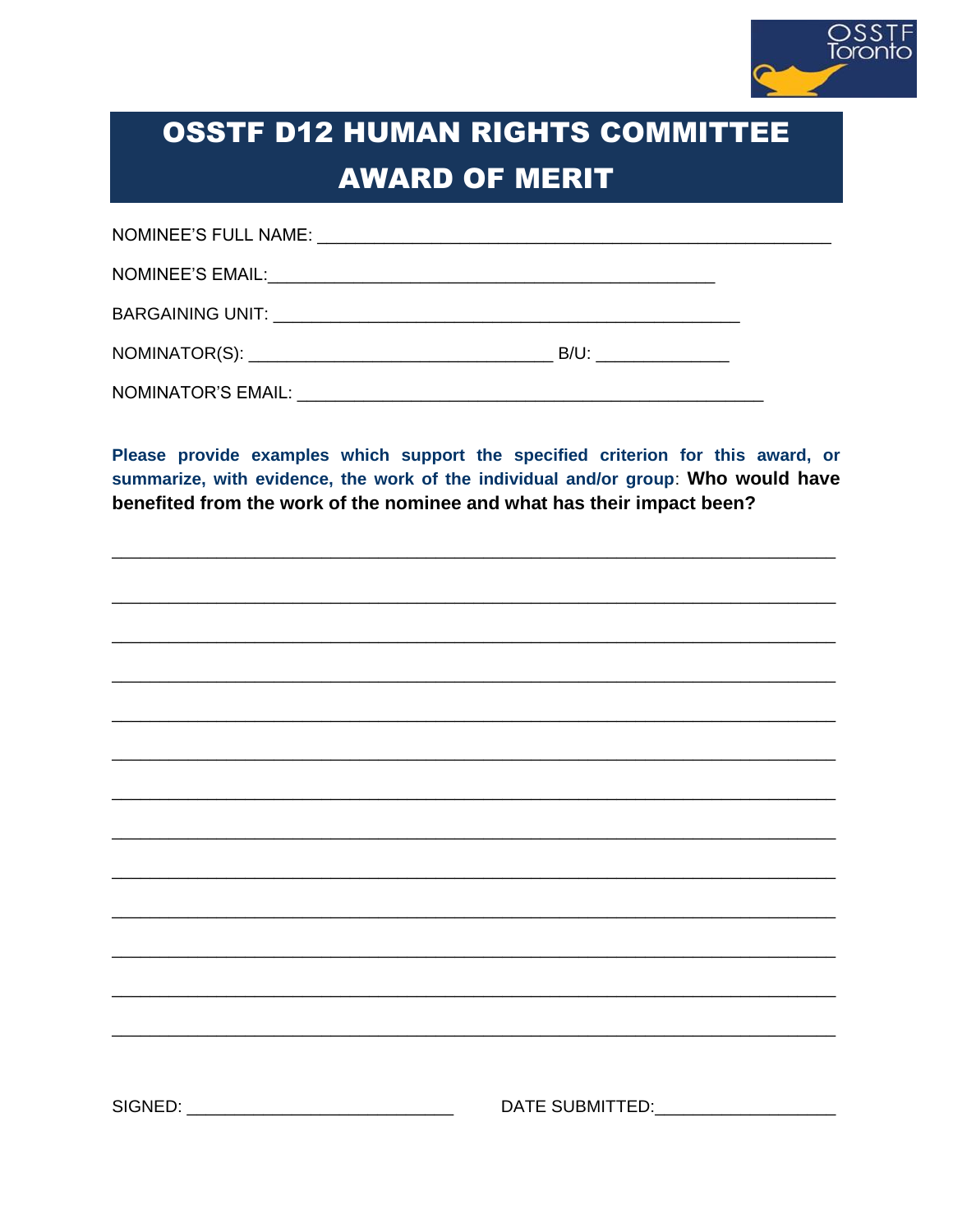# OSSTF D12 HUMAN RIGHTS COMMITTEE AWARD OF MERIT

NOMINEE'S FULL NAME: ___________________________________________________

NOMINEE'S EMAIL:_____________________________________________

BARGAINING UNIT: ____________________________________________

NOMINATOR(S): ______________________________ B/U: _____________

NOMINATOR'S EMAIL: ______________________________________________

**Please provide examples which support the specified criterion for this award, or summarize, with evidence, the work of the individual and/or group: Who would have benefited from the work of the nominee and what has their impact been?**

___________________________________________________________________________

___________________________________________________________________________

___________________________________________________________________________

___________________________________________________________________________

___________________________________________________________________________

___________________________________________________________________________

___________________________________________________________________________

___________________________________________________________________________

___________________________________________________________________________

___________________________________________________________________________

___________________________________________________________________________

___________________________________________________________________________

___________________________________________________________________________

SIGNED: ___________________________ DATE SUBMITTED:__________________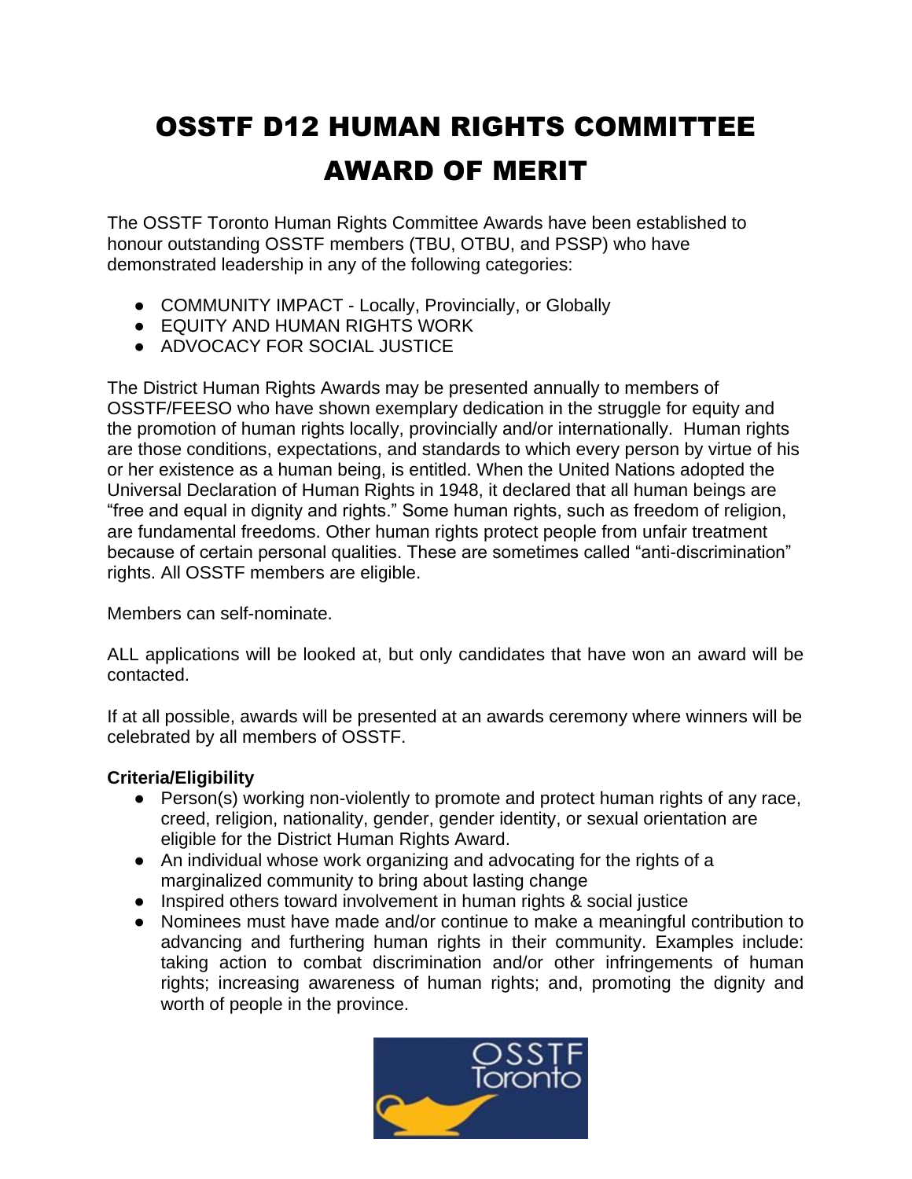# OSSTF D12 HUMAN RIGHTS COMMITTEE AWARD OF MERIT

The OSSTF Toronto Human Rights Committee Awards have been established to honour outstanding OSSTF members (TBU, OTBU, and PSSP) who have demonstrated leadership in any of the following categories:

- COMMUNITY IMPACT - Locally, Provincially, or Globally
- EQUITY AND HUMAN RIGHTS WORK
- ADVOCACY FOR SOCIAL JUSTICE

The District Human Rights Awards may be presented annually to members of OSSTF/FEESO who have shown exemplary dedication in the struggle for equity and the promotion of human rights locally, provincially and/or internationally. Human rights are those conditions, expectations, and standards to which every person by virtue of his or her existence as a human being, is entitled. When the United Nations adopted the Universal Declaration of Human Rights in 1948, it declared that all human beings are "free and equal in dignity and rights." Some human rights, such as freedom of religion, are fundamental freedoms. Other human rights protect people from unfair treatment because of certain personal qualities. These are sometimes called "anti-discrimination" rights. All OSSTF members are eligible.

Members can self-nominate.

ALL applications will be looked at, but only candidates that have won an award will be contacted.

If at all possible, awards will be presented at an awards ceremony where winners will be celebrated by all members of OSSTF.

**Criteria/Eligibility**

- Person(s) working non-violently to promote and protect human rights of any race, creed, religion, nationality, gender, gender identity, or sexual orientation are eligible for the District Human Rights Award.
- An individual whose work organizing and advocating for the rights of a marginalized community to bring about lasting change
- Inspired others toward involvement in human rights & social justice
- Nominees must have made and/or continue to make a meaningful contribution to advancing and furthering human rights in their community. Examples include: taking action to combat discrimination and/or other infringements of human rights; increasing awareness of human rights; and, promoting the dignity and worth of people in the province.

OSSTF Toronto